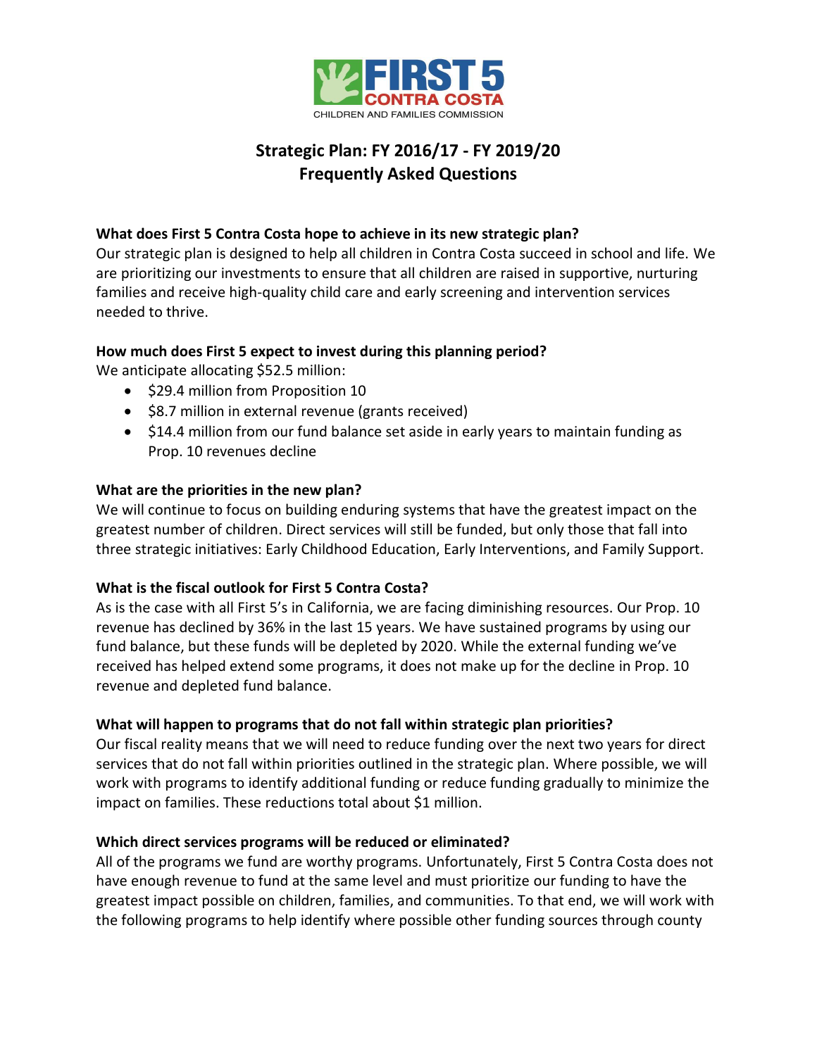# Strategic Plan: FY 2016/17 - FY 2019/20
## Frequently Asked Questions

**What does First 5 Contra Costa hope to achieve in its new strategic plan?**
Our strategic plan is designed to help all children in Contra Costa succeed in school and life. We are prioritizing our investments to ensure that all children are raised in supportive, nurturing families and receive high-quality child care and early screening and intervention services needed to thrive.

**How much does First 5 expect to invest during this planning period?**
We anticipate allocating $52.5 million:

- $29.4 million from Proposition 10
- $8.7 million in external revenue (grants received)
- $14.4 million from our fund balance set aside in early years to maintain funding as Prop. 10 revenues decline

**What are the priorities in the new plan?**
We will continue to focus on building enduring systems that have the greatest impact on the greatest number of children. Direct services will still be funded, but only those that fall into three strategic initiatives: Early Childhood Education, Early Interventions, and Family Support.

**What is the fiscal outlook for First 5 Contra Costa?**
As is the case with all First 5's in California, we are facing diminishing resources. Our Prop. 10 revenue has declined by 36% in the last 15 years. We have sustained programs by using our fund balance, but these funds will be depleted by 2020. While the external funding we've received has helped extend some programs, it does not make up for the decline in Prop. 10 revenue and depleted fund balance.

**What will happen to programs that do not fall within strategic plan priorities?**
Our fiscal reality means that we will need to reduce funding over the next two years for direct services that do not fall within priorities outlined in the strategic plan. Where possible, we will work with programs to identify additional funding or reduce funding gradually to minimize the impact on families. These reductions total about $1 million.

**Which direct services programs will be reduced or eliminated?**
All of the programs we fund are worthy programs. Unfortunately, First 5 Contra Costa does not have enough revenue to fund at the same level and must prioritize our funding to have the greatest impact possible on children, families, and communities. To that end, we will work with the following programs to help identify where possible other funding sources through county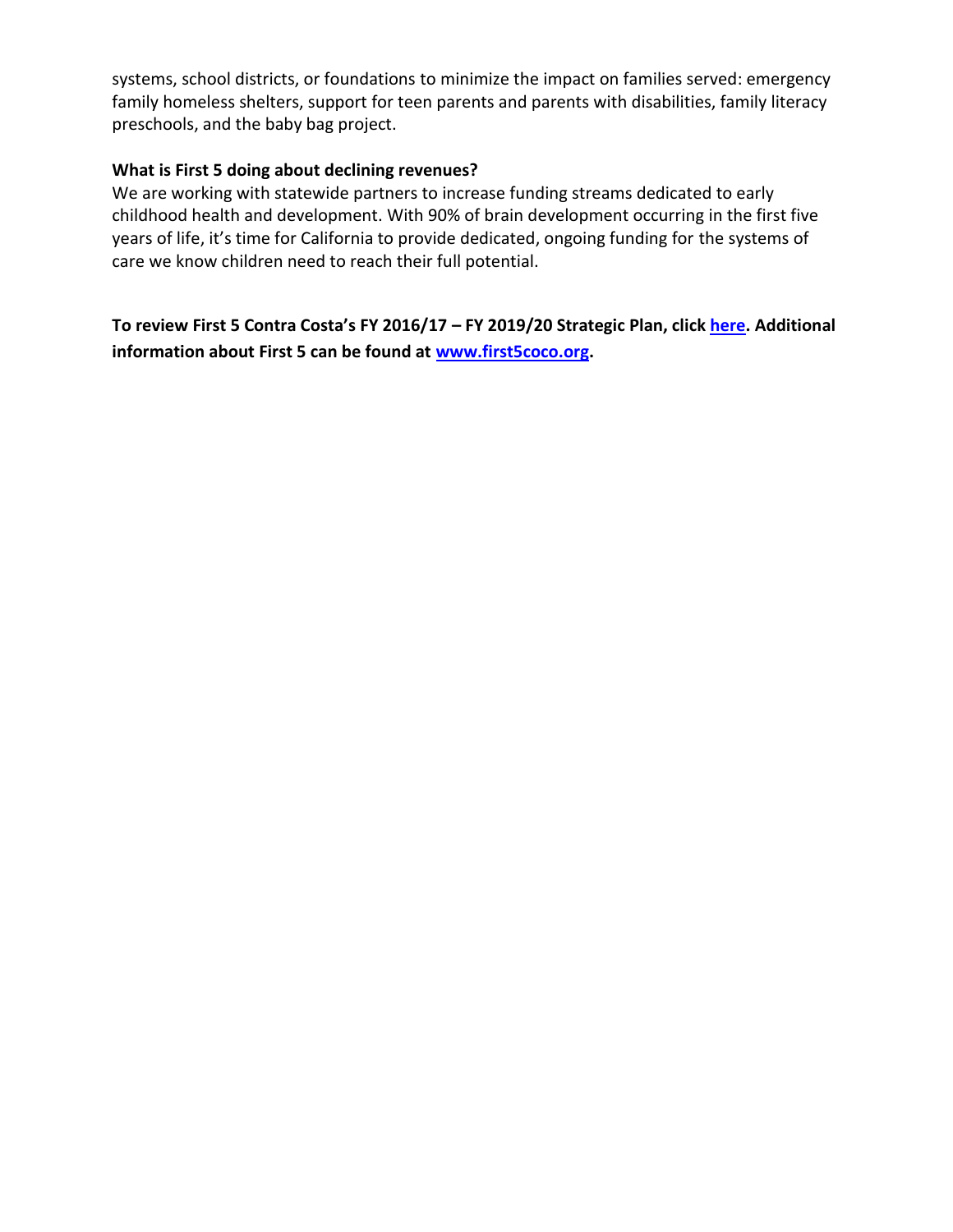systems, school districts, or foundations to minimize the impact on families served: emergency family homeless shelters, support for teen parents and parents with disabilities, family literacy preschools, and the baby bag project.

**What is First 5 doing about declining revenues?**

We are working with statewide partners to increase funding streams dedicated to early childhood health and development. With 90% of brain development occurring in the first five years of life, it's time for California to provide dedicated, ongoing funding for the systems of care we know children need to reach their full potential.

**To review First 5 Contra Costa's FY 2016/17 – FY 2019/20 Strategic Plan, click here. Additional information about First 5 can be found at www.first5coco.org.**